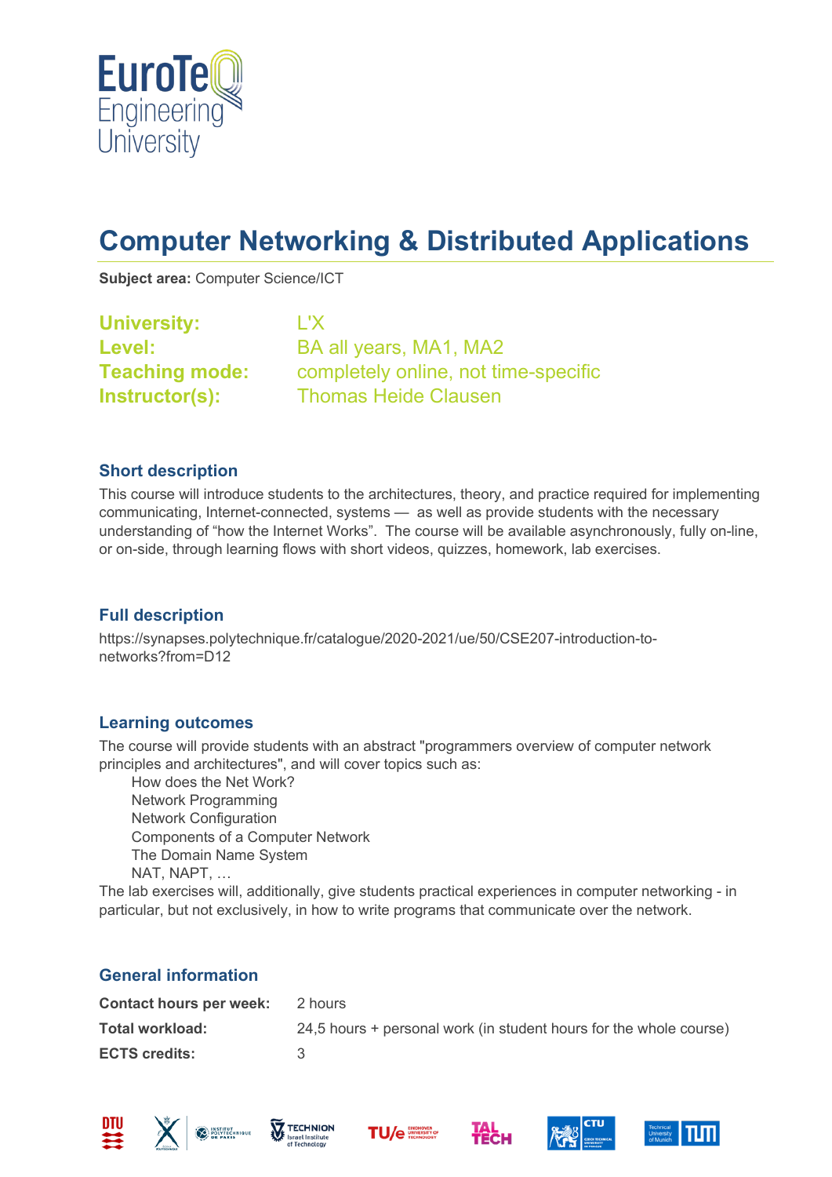# Computer Networking & Distributed Applications

**Subject area:** Computer Science/ICT

**University:** L'X
**Level:** BA all years, MA1, MA2
**Teaching mode:** completely online, not time-specific
**Instructor(s):** Thomas Heide Clausen

## Short description

This course will introduce students to the architectures, theory, and practice required for implementing communicating, Internet-connected, systems — as well as provide students with the necessary understanding of "how the Internet Works". The course will be available asynchronously, fully on-line, or on-side, through learning flows with short videos, quizzes, homework, lab exercises.

## Full description

https://synapses.polytechnique.fr/catalogue/2020-2021/ue/50/CSE207-introduction-to-networks?from=D12

## Learning outcomes

The course will provide students with an abstract "programmers overview of computer network principles and architectures", and will cover topics such as:

- How does the Net Work?
- Network Programming
- Network Configuration
- Components of a Computer Network
- The Domain Name System
- NAT, NAPT, …

The lab exercises will, additionally, give students practical experiences in computer networking - in particular, but not exclusively, in how to write programs that communicate over the network.

## General information

| | |
|---|---|
| **Contact hours per week:** | 2 hours |
| **Total workload:** | 24,5 hours + personal work (in student hours for the whole course) |
| **ECTS credits:** | 3 |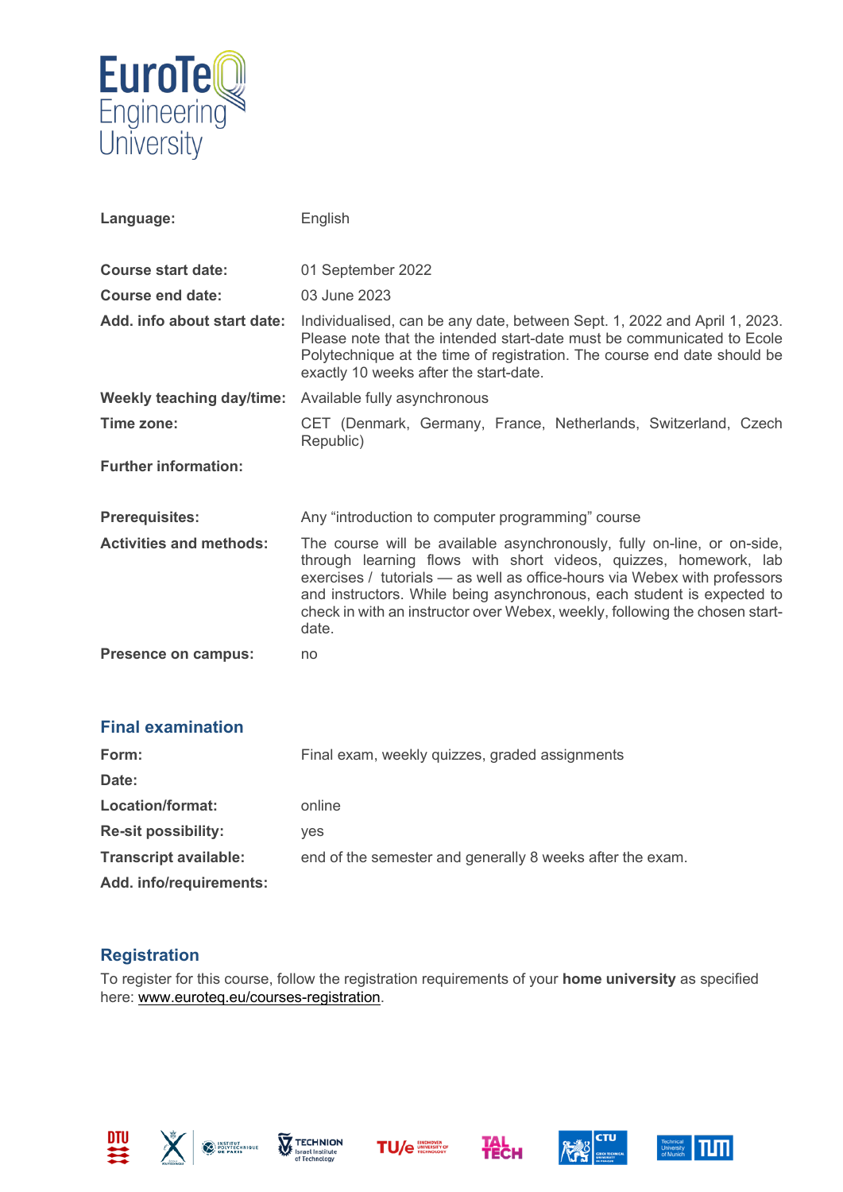| | |
|---|---|
| **Language:** | English |
| **Course start date:** | 01 September 2022 |
| **Course end date:** | 03 June 2023 |
| **Add. info about start date:** | Individualised, can be any date, between Sept. 1, 2022 and April 1, 2023. Please note that the intended start-date must be communicated to Ecole Polytechnique at the time of registration. The course end date should be exactly 10 weeks after the start-date. |
| **Weekly teaching day/time:** | Available fully asynchronous |
| **Time zone:** | CET (Denmark, Germany, France, Netherlands, Switzerland, Czech Republic) |
| **Further information:** | |
| **Prerequisites:** | Any “introduction to computer programming” course |
| **Activities and methods:** | The course will be available asynchronously, fully on-line, or on-side, through learning flows with short videos, quizzes, homework, lab exercises / tutorials — as well as office-hours via Webex with professors and instructors. While being asynchronous, each student is expected to check in with an instructor over Webex, weekly, following the chosen start-date. |
| **Presence on campus:** | no |

## Final examination

| | |
|---|---|
| **Form:** | Final exam, weekly quizzes, graded assignments |
| **Date:** | |
| **Location/format:** | online |
| **Re-sit possibility:** | yes |
| **Transcript available:** | end of the semester and generally 8 weeks after the exam. |
| **Add. info/requirements:** | |

## Registration

To register for this course, follow the registration requirements of your **home university** as specified here: www.euroteq.eu/courses-registration.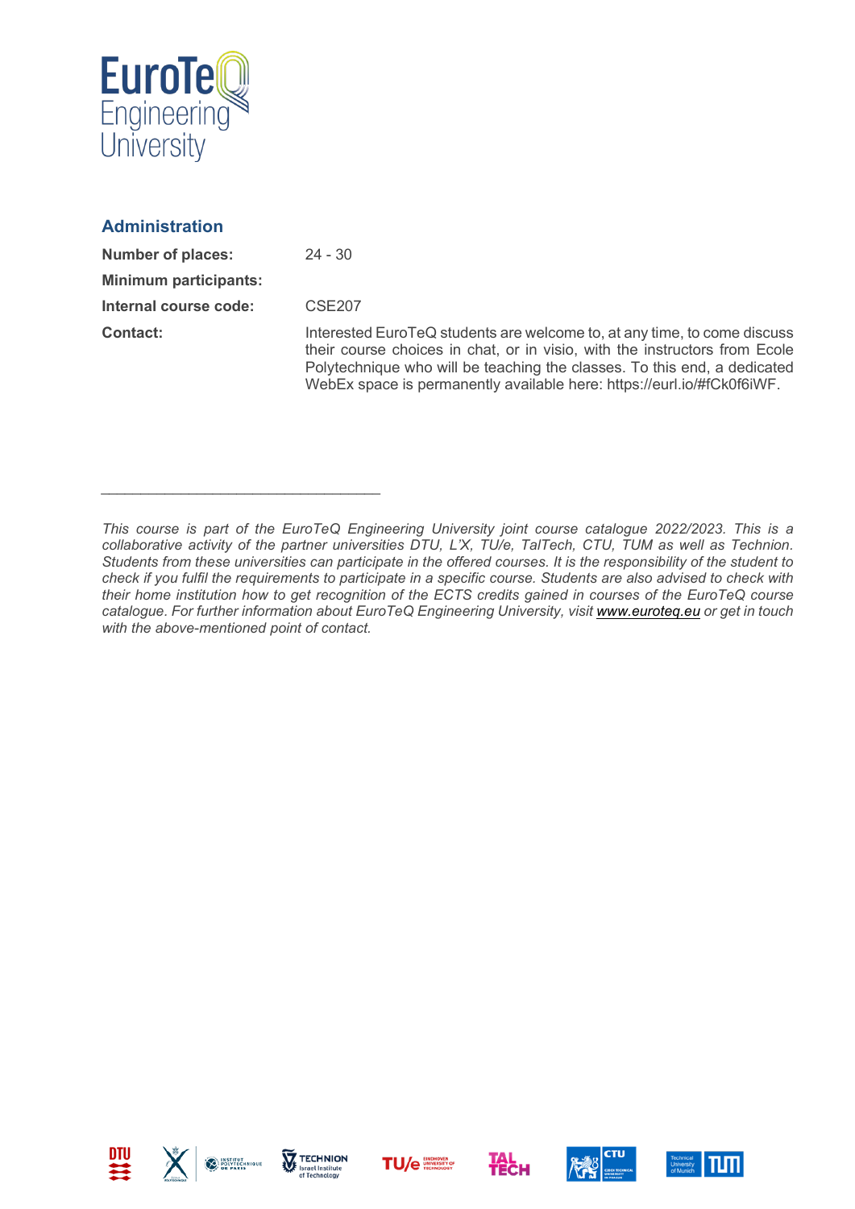## Administration

| | |
|---|---|
| **Number of places:** | 24 - 30 |
| **Minimum participants:** | |
| **Internal course code:** | CSE207 |
| **Contact:** | Interested EuroTeQ students are welcome to, at any time, to come discuss their course choices in chat, or in visio, with the instructors from Ecole Polytechnique who will be teaching the classes. To this end, a dedicated WebEx space is permanently available here: https://eurl.io/#fCk0f6iWF. |

---

*This course is part of the EuroTeQ Engineering University joint course catalogue 2022/2023. This is a collaborative activity of the partner universities DTU, L'X, TU/e, TalTech, CTU, TUM as well as Technion. Students from these universities can participate in the offered courses. It is the responsibility of the student to check if you fulfil the requirements to participate in a specific course. Students are also advised to check with their home institution how to get recognition of the ECTS credits gained in courses of the EuroTeQ course catalogue. For further information about EuroTeQ Engineering University, visit [www.euroteq.eu](http://www.euroteq.eu) or get in touch with the above-mentioned point of contact.*